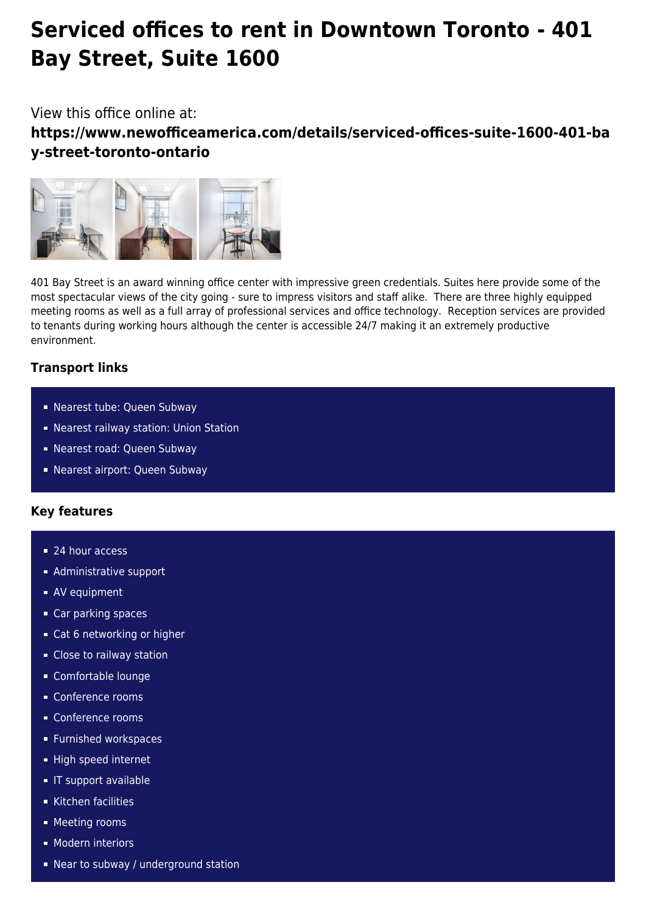# Serviced offices to rent in Downtown Toronto - 401 Bay Street, Suite 1600

View this office online at:

**https://www.newofficeamerica.com/details/serviced-offices-suite-1600-401-bay-street-toronto-ontario**

401 Bay Street is an award winning office center with impressive green credentials. Suites here provide some of the most spectacular views of the city going - sure to impress visitors and staff alike. There are three highly equipped meeting rooms as well as a full array of professional services and office technology. Reception services are provided to tenants during working hours although the center is accessible 24/7 making it an extremely productive environment.

### Transport links

- Nearest tube: Queen Subway
- Nearest railway station: Union Station
- Nearest road: Queen Subway
- Nearest airport: Queen Subway

### Key features

- 24 hour access
- Administrative support
- AV equipment
- Car parking spaces
- Cat 6 networking or higher
- Close to railway station
- Comfortable lounge
- Conference rooms
- Conference rooms
- Furnished workspaces
- High speed internet
- IT support available
- Kitchen facilities
- Meeting rooms
- Modern interiors
- Near to subway / underground station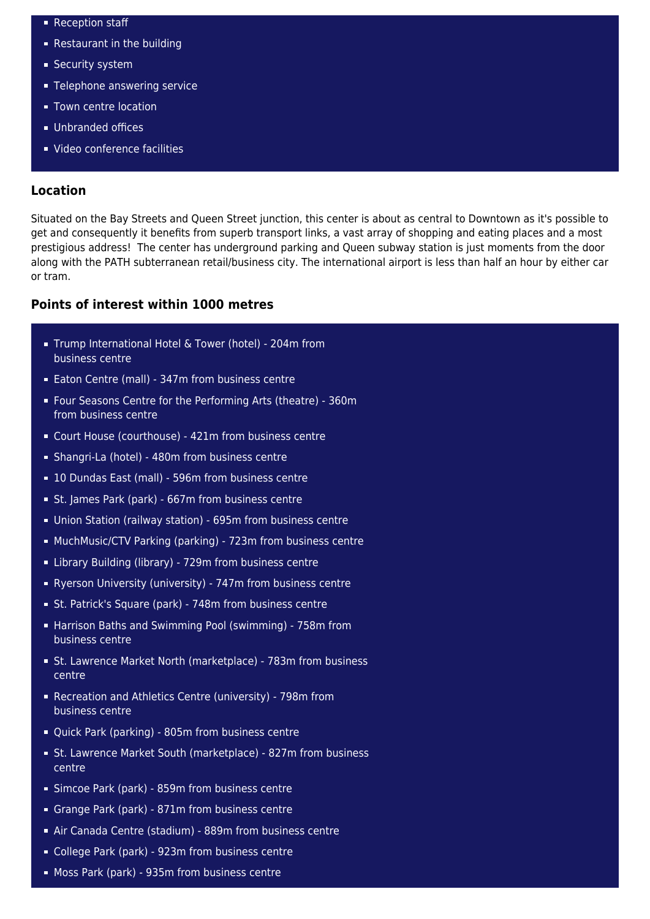- Reception staff
- Restaurant in the building
- Security system
- Telephone answering service
- Town centre location
- Unbranded offices
- Video conference facilities

### Location

Situated on the Bay Streets and Queen Street junction, this center is about as central to Downtown as it's possible to get and consequently it benefits from superb transport links, a vast array of shopping and eating places and a most prestigious address! The center has underground parking and Queen subway station is just moments from the door along with the PATH subterranean retail/business city. The international airport is less than half an hour by either car or tram.

### Points of interest within 1000 metres

- Trump International Hotel & Tower (hotel) - 204m from business centre
- Eaton Centre (mall) - 347m from business centre
- Four Seasons Centre for the Performing Arts (theatre) - 360m from business centre
- Court House (courthouse) - 421m from business centre
- Shangri-La (hotel) - 480m from business centre
- 10 Dundas East (mall) - 596m from business centre
- St. James Park (park) - 667m from business centre
- Union Station (railway station) - 695m from business centre
- MuchMusic/CTV Parking (parking) - 723m from business centre
- Library Building (library) - 729m from business centre
- Ryerson University (university) - 747m from business centre
- St. Patrick's Square (park) - 748m from business centre
- Harrison Baths and Swimming Pool (swimming) - 758m from business centre
- St. Lawrence Market North (marketplace) - 783m from business centre
- Recreation and Athletics Centre (university) - 798m from business centre
- Quick Park (parking) - 805m from business centre
- St. Lawrence Market South (marketplace) - 827m from business centre
- Simcoe Park (park) - 859m from business centre
- Grange Park (park) - 871m from business centre
- Air Canada Centre (stadium) - 889m from business centre
- College Park (park) - 923m from business centre
- Moss Park (park) - 935m from business centre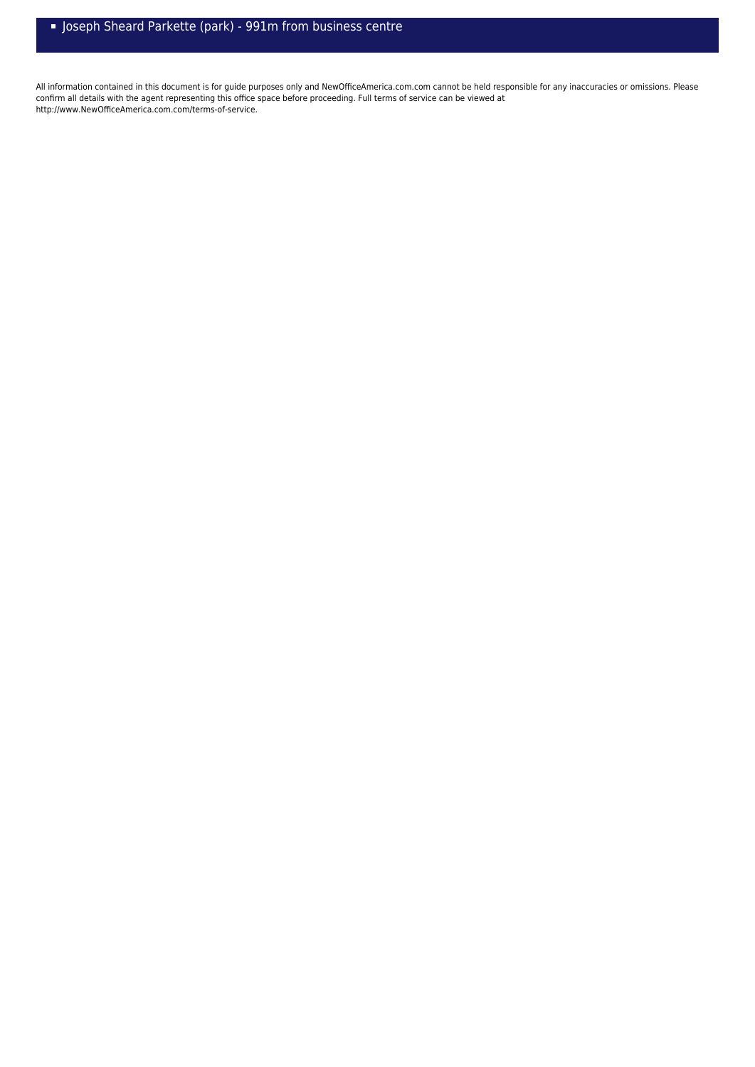- Joseph Sheard Parkette (park) - 991m from business centre

All information contained in this document is for guide purposes only and NewOfficeAmerica.com.com cannot be held responsible for any inaccuracies or omissions. Please confirm all details with the agent representing this office space before proceeding. Full terms of service can be viewed at http://www.NewOfficeAmerica.com.com/terms-of-service.